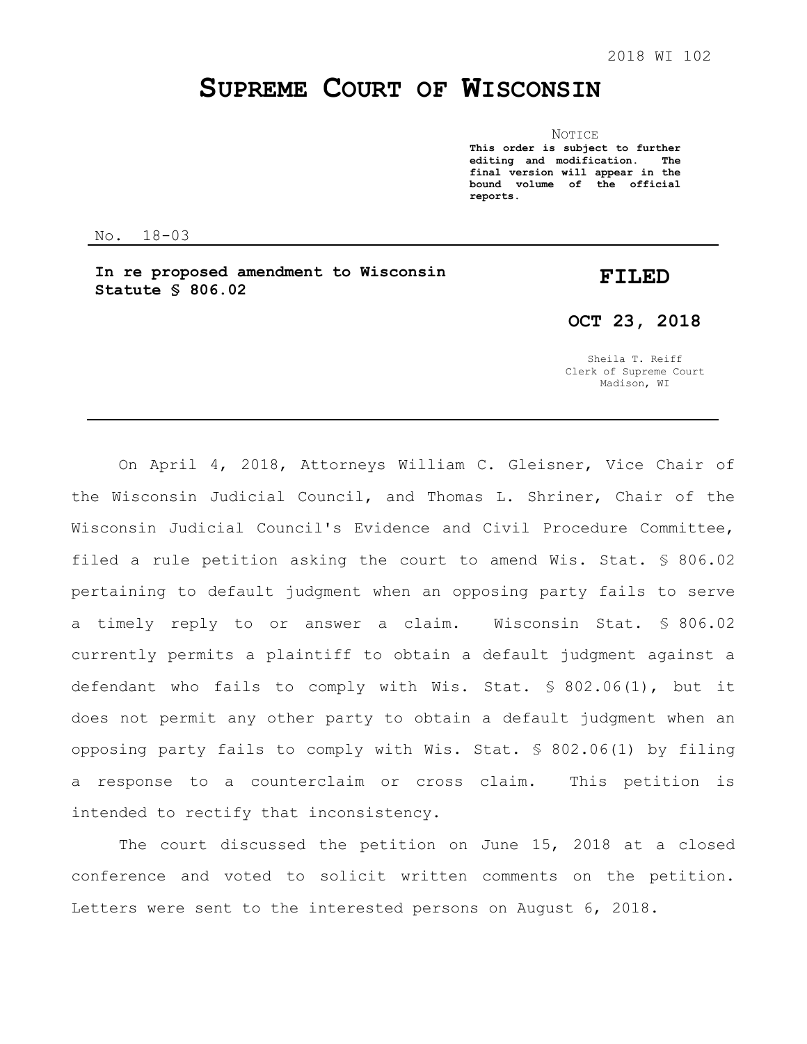2018 WI 102

# SUPREME COURT OF WISCONSIN

NOTICE

**This order is subject to further editing and modification. The final version will appear in the bound volume of the official reports.**

No. 18-03

**In re proposed amendment to Wisconsin Statute § 806.02**

**FILED**

**OCT 23, 2018**

Sheila T. Reiff
Clerk of Supreme Court
Madison, WI

---

On April 4, 2018, Attorneys William C. Gleisner, Vice Chair of the Wisconsin Judicial Council, and Thomas L. Shriner, Chair of the Wisconsin Judicial Council's Evidence and Civil Procedure Committee, filed a rule petition asking the court to amend Wis. Stat. § 806.02 pertaining to default judgment when an opposing party fails to serve a timely reply to or answer a claim. Wisconsin Stat. § 806.02 currently permits a plaintiff to obtain a default judgment against a defendant who fails to comply with Wis. Stat. § 802.06(1), but it does not permit any other party to obtain a default judgment when an opposing party fails to comply with Wis. Stat. § 802.06(1) by filing a response to a counterclaim or cross claim. This petition is intended to rectify that inconsistency.

The court discussed the petition on June 15, 2018 at a closed conference and voted to solicit written comments on the petition. Letters were sent to the interested persons on August 6, 2018.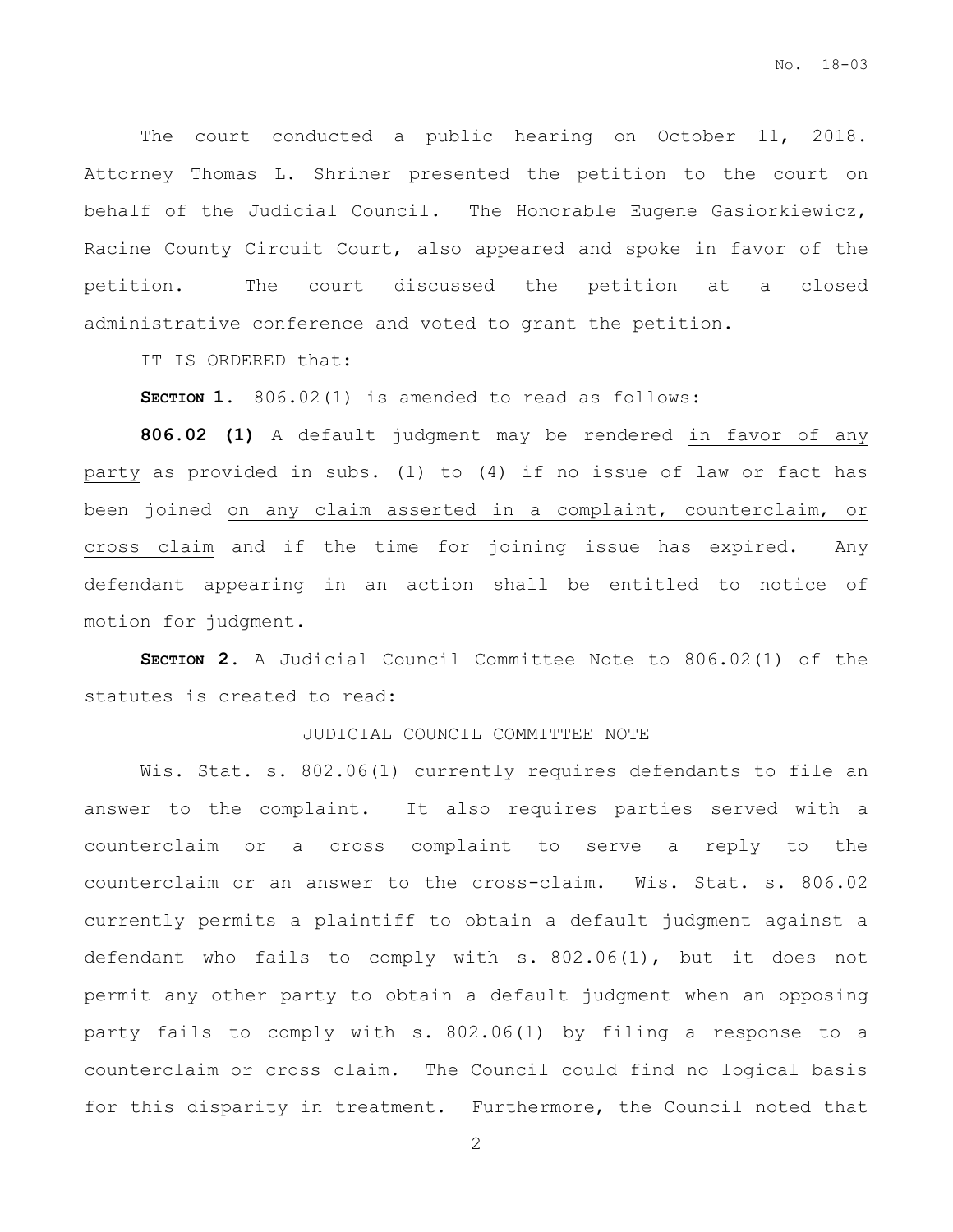The court conducted a public hearing on October 11, 2018. Attorney Thomas L. Shriner presented the petition to the court on behalf of the Judicial Council. The Honorable Eugene Gasiorkiewicz, Racine County Circuit Court, also appeared and spoke in favor of the petition. The court discussed the petition at a closed administrative conference and voted to grant the petition.

IT IS ORDERED that:

**SECTION 1.** 806.02(1) is amended to read as follows:

**806.02 (1)** A default judgment may be rendered <u>in favor of any party</u> as provided in subs. (1) to (4) if no issue of law or fact has been joined <u>on any claim asserted in a complaint, counterclaim, or cross claim</u> and if the time for joining issue has expired. Any defendant appearing in an action shall be entitled to notice of motion for judgment.

**SECTION 2.** A Judicial Council Committee Note to 806.02(1) of the statutes is created to read:

JUDICIAL COUNCIL COMMITTEE NOTE

Wis. Stat. s. 802.06(1) currently requires defendants to file an answer to the complaint. It also requires parties served with a counterclaim or a cross complaint to serve a reply to the counterclaim or an answer to the cross-claim. Wis. Stat. s. 806.02 currently permits a plaintiff to obtain a default judgment against a defendant who fails to comply with s. 802.06(1), but it does not permit any other party to obtain a default judgment when an opposing party fails to comply with s. 802.06(1) by filing a response to a counterclaim or cross claim. The Council could find no logical basis for this disparity in treatment. Furthermore, the Council noted that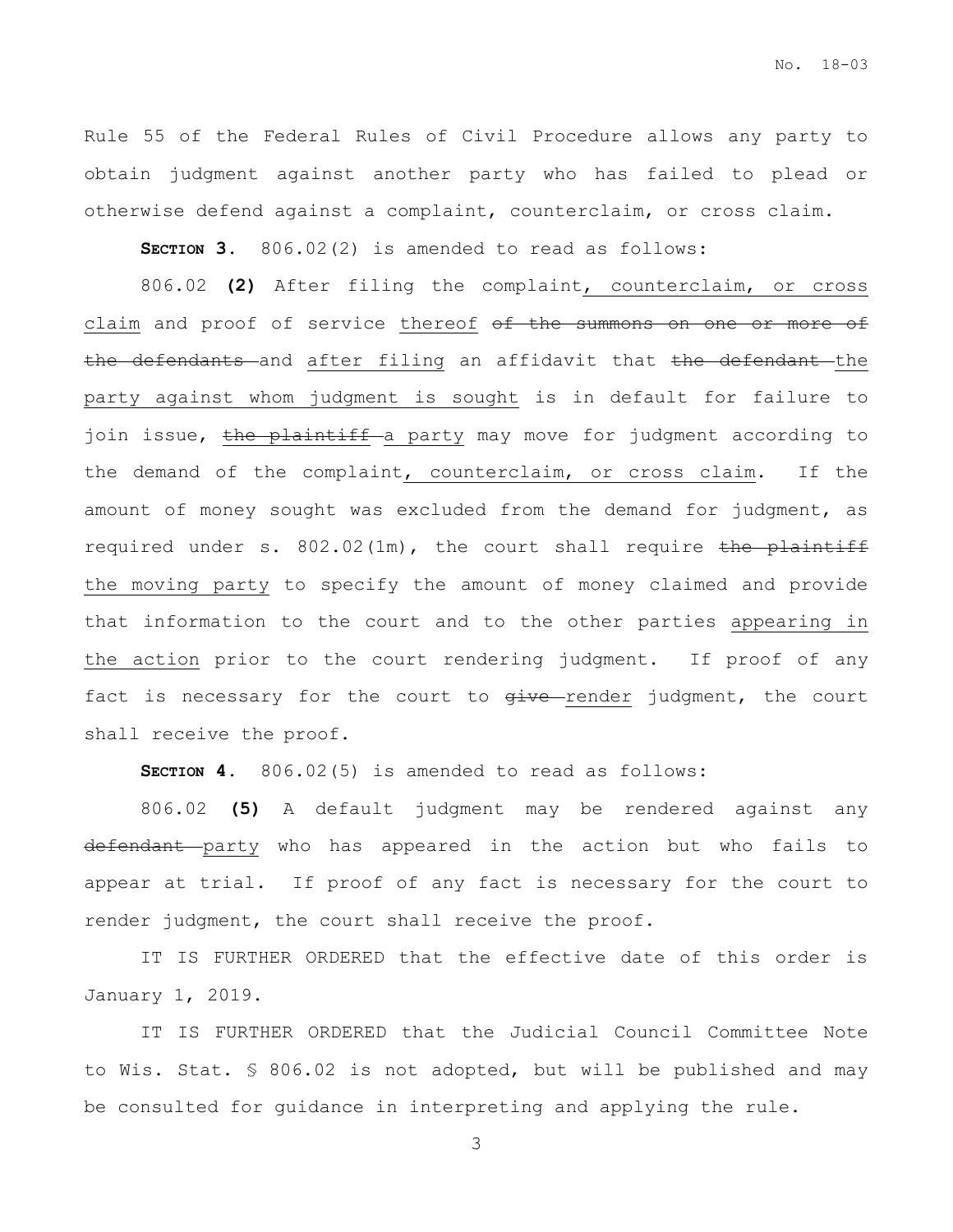Rule 55 of the Federal Rules of Civil Procedure allows any party to obtain judgment against another party who has failed to plead or otherwise defend against a complaint, counterclaim, or cross claim.

**SECTION 3.** 806.02(2) is amended to read as follows:

806.02 **(2)** After filing the complaint<u>, counterclaim, or cross claim</u> and proof of service <u>thereof</u> ~~of the summons on one or more of the defendants~~ and <u>after filing</u> an affidavit that ~~the defendant~~ <u>the party against whom judgment is sought</u> is in default for failure to join issue, ~~the plaintiff~~ <u>a party</u> may move for judgment according to the demand of the complaint<u>, counterclaim, or cross claim</u>. If the amount of money sought was excluded from the demand for judgment, as required under s. 802.02(1m), the court shall require ~~the plaintiff~~ <u>the moving party</u> to specify the amount of money claimed and provide that information to the court and to the other parties <u>appearing in the action</u> prior to the court rendering judgment. If proof of any fact is necessary for the court to ~~give~~ <u>render</u> judgment, the court shall receive the proof.

**SECTION 4.** 806.02(5) is amended to read as follows:

806.02 **(5)** A default judgment may be rendered against any ~~defendant~~ <u>party</u> who has appeared in the action but who fails to appear at trial. If proof of any fact is necessary for the court to render judgment, the court shall receive the proof.

IT IS FURTHER ORDERED that the effective date of this order is January 1, 2019.

IT IS FURTHER ORDERED that the Judicial Council Committee Note to Wis. Stat. § 806.02 is not adopted, but will be published and may be consulted for guidance in interpreting and applying the rule.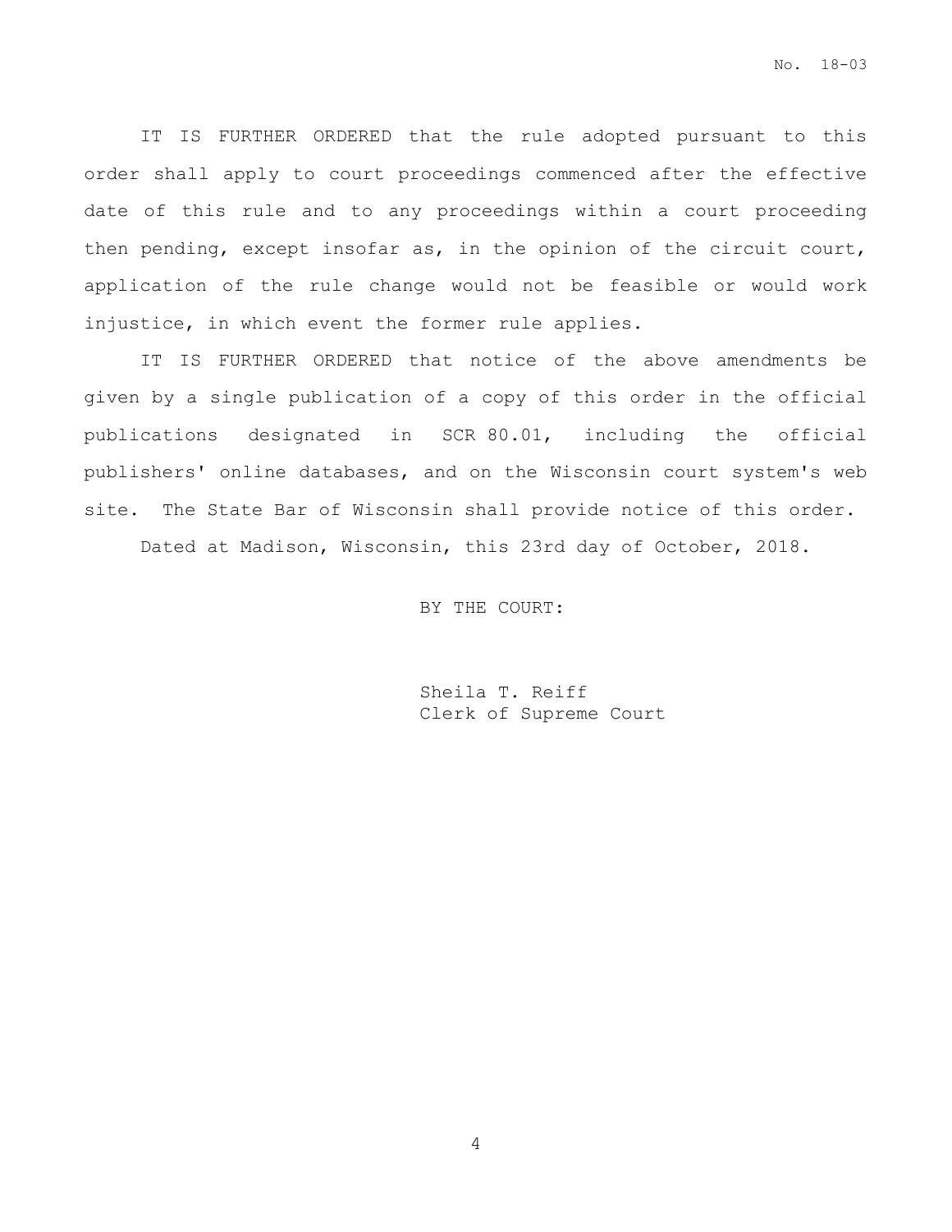IT IS FURTHER ORDERED that the rule adopted pursuant to this order shall apply to court proceedings commenced after the effective date of this rule and to any proceedings within a court proceeding then pending, except insofar as, in the opinion of the circuit court, application of the rule change would not be feasible or would work injustice, in which event the former rule applies.

IT IS FURTHER ORDERED that notice of the above amendments be given by a single publication of a copy of this order in the official publications designated in SCR 80.01, including the official publishers' online databases, and on the Wisconsin court system's web site. The State Bar of Wisconsin shall provide notice of this order.

Dated at Madison, Wisconsin, this 23rd day of October, 2018.

BY THE COURT:

Sheila T. Reiff
Clerk of Supreme Court